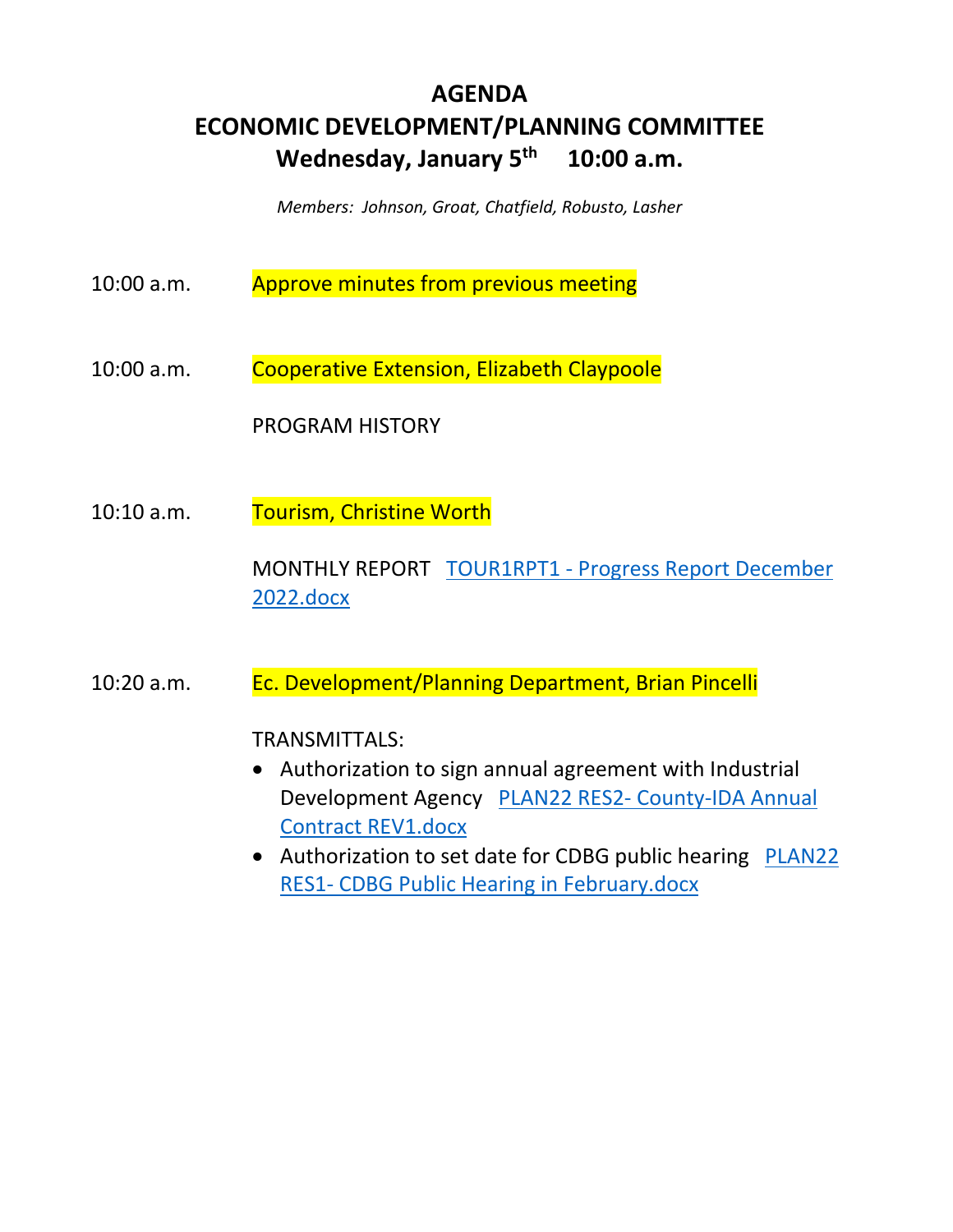# AGENDA

## ECONOMIC DEVELOPMENT/PLANNING COMMITTEE

## Wednesday, January 5th 10:00 a.m.

*Members: Johnson, Groat, Chatfield, Robusto, Lasher*

10:00 a.m. Approve minutes from previous meeting

10:00 a.m. Cooperative Extension, Elizabeth Claypoole

PROGRAM HISTORY

10:10 a.m. Tourism, Christine Worth

MONTHLY REPORT [TOUR1RPT1 - Progress Report December 2022.docx]

10:20 a.m. Ec. Development/Planning Department, Brian Pincelli

TRANSMITTALS:

- Authorization to sign annual agreement with Industrial Development Agency [PLAN22 RES2- County-IDA Annual Contract REV1.docx]
- Authorization to set date for CDBG public hearing [PLAN22 RES1- CDBG Public Hearing in February.docx]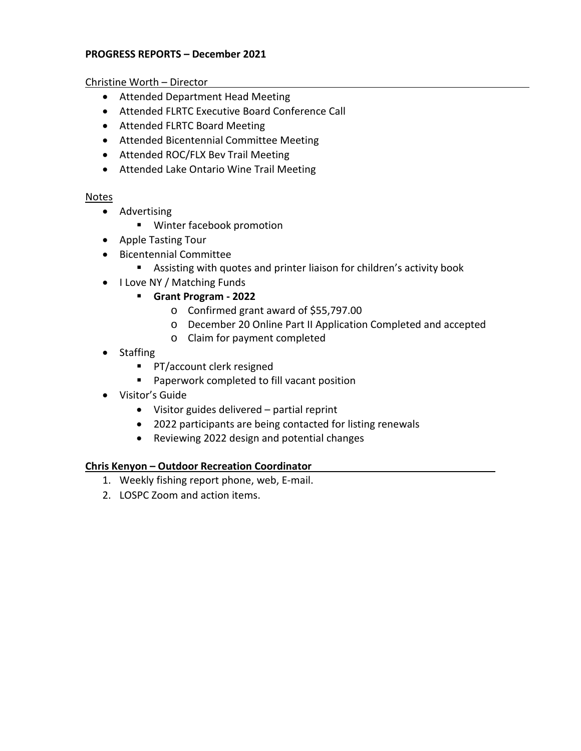**PROGRESS REPORTS – December 2021**

Christine Worth – Director

- Attended Department Head Meeting
- Attended FLRTC Executive Board Conference Call
- Attended FLRTC Board Meeting
- Attended Bicentennial Committee Meeting
- Attended ROC/FLX Bev Trail Meeting
- Attended Lake Ontario Wine Trail Meeting

Notes

- Advertising
  - Winter facebook promotion
- Apple Tasting Tour
- Bicentennial Committee
  - Assisting with quotes and printer liaison for children's activity book
- I Love NY / Matching Funds
  - **Grant Program - 2022**
    - Confirmed grant award of $55,797.00
    - December 20 Online Part II Application Completed and accepted
    - Claim for payment completed
- Staffing
  - PT/account clerk resigned
  - Paperwork completed to fill vacant position
- Visitor's Guide
  - Visitor guides delivered – partial reprint
  - 2022 participants are being contacted for listing renewals
  - Reviewing 2022 design and potential changes

**Chris Kenyon – Outdoor Recreation Coordinator**

1. Weekly fishing report phone, web, E-mail.
2. LOSPC Zoom and action items.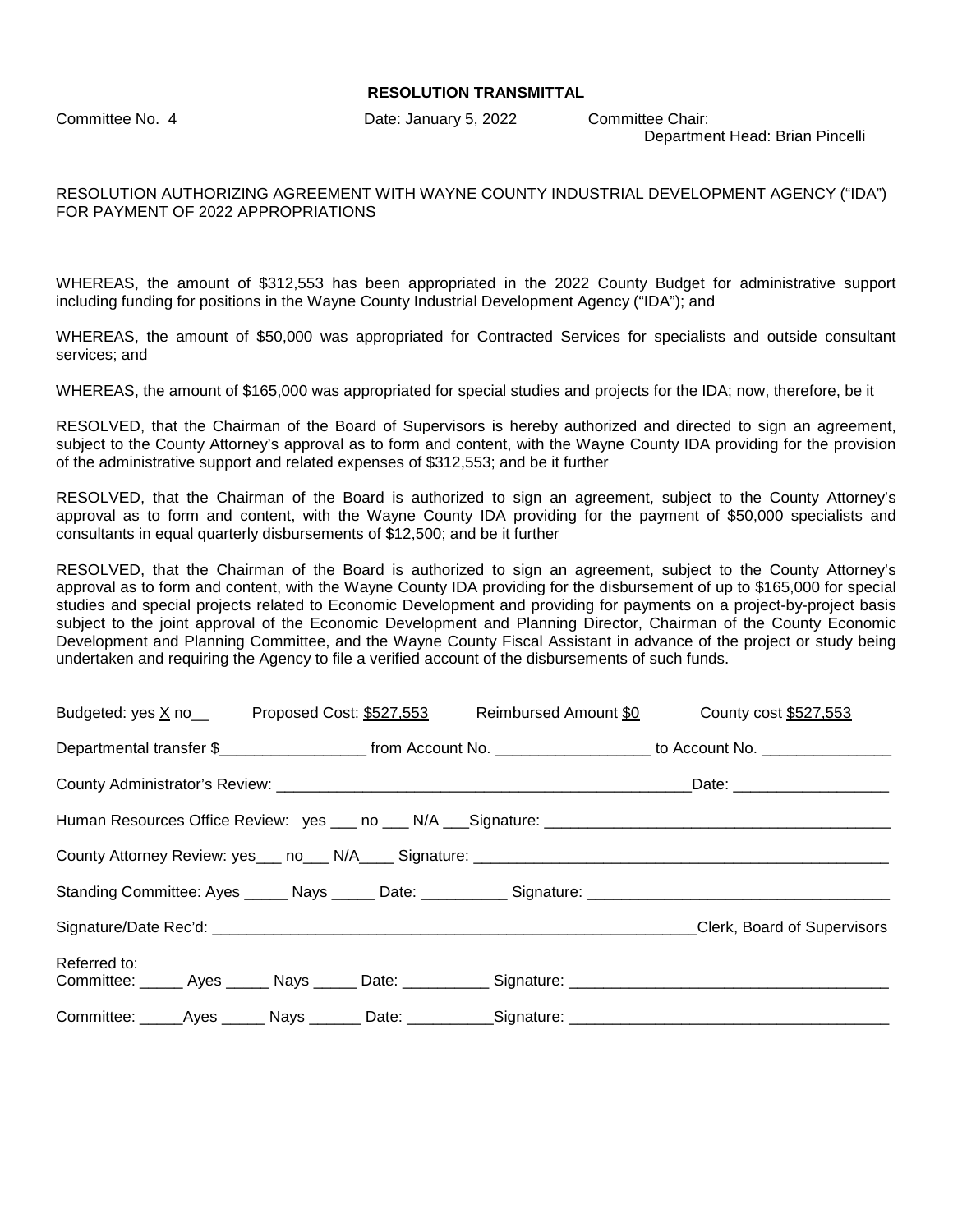**RESOLUTION TRANSMITTAL**

Committee No. 4 Date: January 5, 2022 Committee Chair:
Department Head: Brian Pincelli

RESOLUTION AUTHORIZING AGREEMENT WITH WAYNE COUNTY INDUSTRIAL DEVELOPMENT AGENCY ("IDA") FOR PAYMENT OF 2022 APPROPRIATIONS

WHEREAS, the amount of $312,553 has been appropriated in the 2022 County Budget for administrative support including funding for positions in the Wayne County Industrial Development Agency ("IDA"); and

WHEREAS, the amount of $50,000 was appropriated for Contracted Services for specialists and outside consultant services; and

WHEREAS, the amount of $165,000 was appropriated for special studies and projects for the IDA; now, therefore, be it

RESOLVED, that the Chairman of the Board of Supervisors is hereby authorized and directed to sign an agreement, subject to the County Attorney's approval as to form and content, with the Wayne County IDA providing for the provision of the administrative support and related expenses of $312,553; and be it further

RESOLVED, that the Chairman of the Board is authorized to sign an agreement, subject to the County Attorney's approval as to form and content, with the Wayne County IDA providing for the payment of $50,000 specialists and consultants in equal quarterly disbursements of $12,500; and be it further

RESOLVED, that the Chairman of the Board is authorized to sign an agreement, subject to the County Attorney's approval as to form and content, with the Wayne County IDA providing for the disbursement of up to $165,000 for special studies and special projects related to Economic Development and providing for payments on a project-by-project basis subject to the joint approval of the Economic Development and Planning Director, Chairman of the County Economic Development and Planning Committee, and the Wayne County Fiscal Assistant in advance of the project or study being undertaken and requiring the Agency to file a verified account of the disbursements of such funds.

Budgeted: yes X no__ Proposed Cost: $527,553 Reimbursed Amount $0 County cost $527,553

Departmental transfer $_________________ from Account No. __________________ to Account No. _______________

County Administrator's Review: __________________________________________________Date: __________________

Human Resources Office Review: yes ___ no ___ N/A ___Signature: __________________________________________

County Attorney Review: yes___ no___ N/A____ Signature: __________________________________________________

Standing Committee: Ayes _____ Nays _____ Date: __________ Signature: ___________________________________

Signature/Date Rec'd: ___________________________________________________________Clerk, Board of Supervisors

Referred to:
Committee: _____ Ayes _____ Nays _____ Date: __________ Signature: ____________________________________

Committee: _____Ayes _____ Nays ______ Date: __________Signature: _____________________________________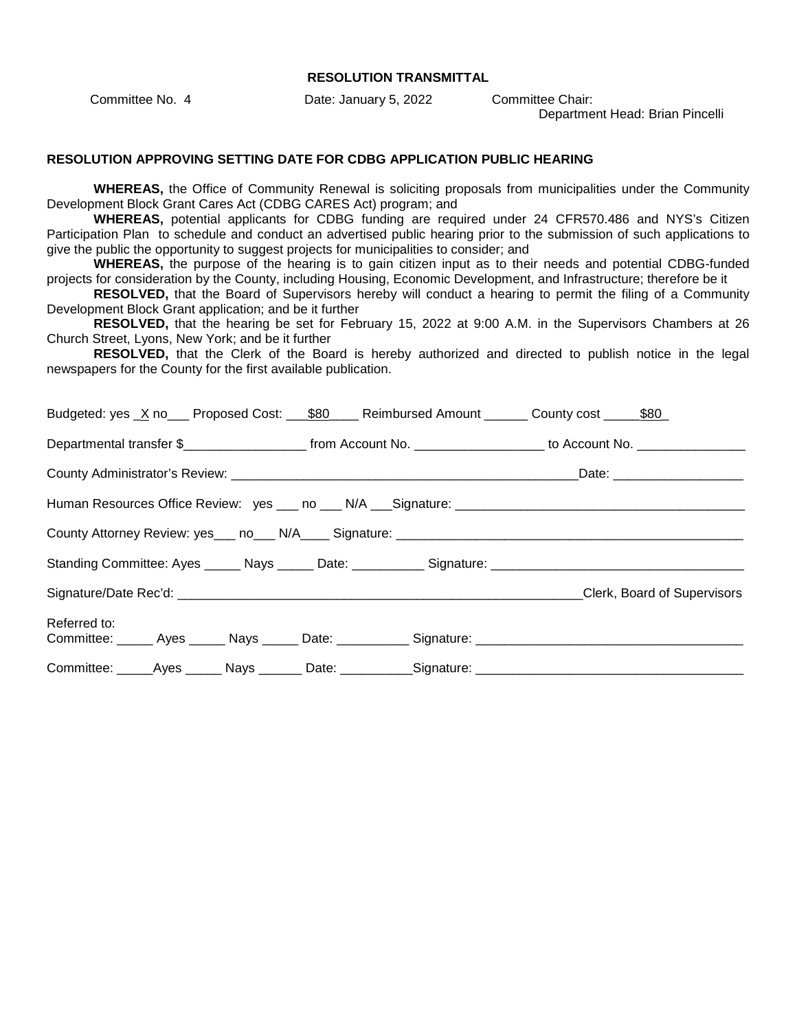**RESOLUTION TRANSMITTAL**

Committee No. 4 Date: January 5, 2022 Committee Chair:
Department Head: Brian Pincelli

**RESOLUTION APPROVING SETTING DATE FOR CDBG APPLICATION PUBLIC HEARING**

**WHEREAS,** the Office of Community Renewal is soliciting proposals from municipalities under the Community Development Block Grant Cares Act (CDBG CARES Act) program; and

**WHEREAS,** potential applicants for CDBG funding are required under 24 CFR570.486 and NYS's Citizen Participation Plan to schedule and conduct an advertised public hearing prior to the submission of such applications to give the public the opportunity to suggest projects for municipalities to consider; and

**WHEREAS,** the purpose of the hearing is to gain citizen input as to their needs and potential CDBG-funded projects for consideration by the County, including Housing, Economic Development, and Infrastructure; therefore be it

**RESOLVED,** that the Board of Supervisors hereby will conduct a hearing to permit the filing of a Community Development Block Grant application; and be it further

**RESOLVED,** that the hearing be set for February 15, 2022 at 9:00 A.M. in the Supervisors Chambers at 26 Church Street, Lyons, New York; and be it further

**RESOLVED,** that the Clerk of the Board is hereby authorized and directed to publish notice in the legal newspapers for the County for the first available publication.

Budgeted: yes _X no___ Proposed Cost: ___$80____ Reimbursed Amount ______ County cost _____$80_

Departmental transfer $_________________ from Account No. _________________ to Account No. _______________

County Administrator's Review: _________________________________________________Date: __________________

Human Resources Office Review: yes ___ no ___ N/A ___Signature: _________________________________________

County Attorney Review: yes___ no___ N/A____ Signature: _________________________________________________

Standing Committee: Ayes _____ Nays _____ Date: __________ Signature: ___________________________________

Signature/Date Rec'd: __________________________________________________________Clerk, Board of Supervisors

Referred to:
Committee: _____ Ayes _____ Nays _____ Date: __________ Signature: ____________________________________

Committee: _____Ayes _____ Nays ______ Date: __________Signature: ____________________________________